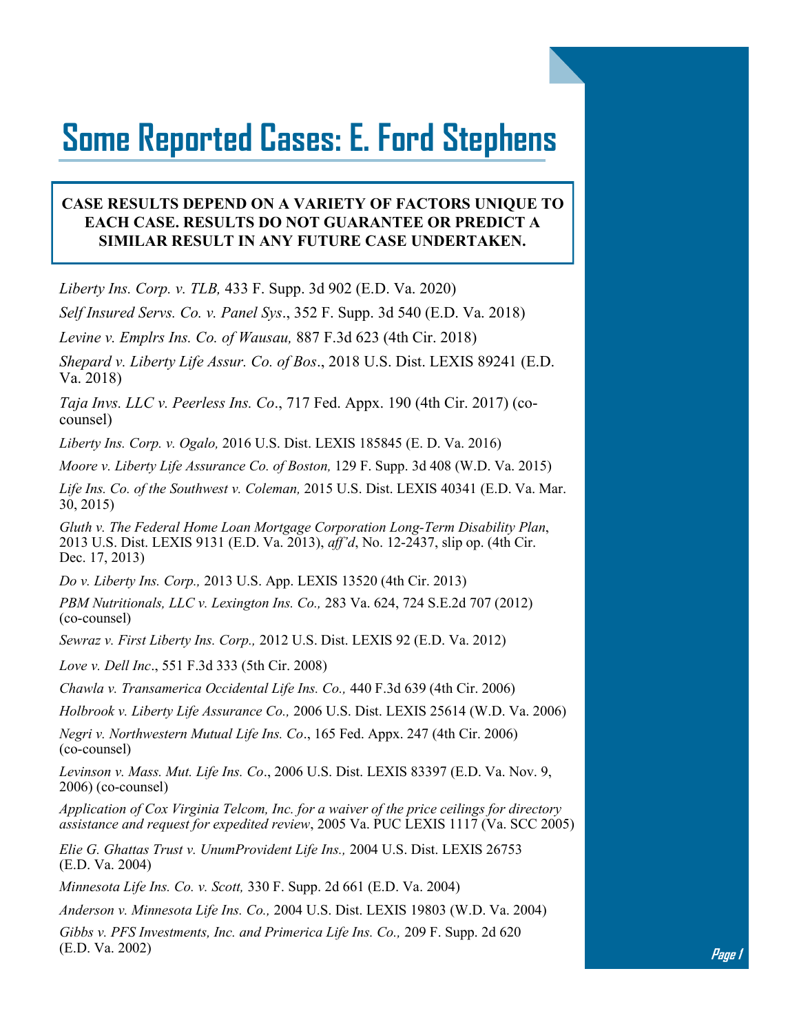# Some Reported Cases: E. Ford Stephens

**CASE RESULTS DEPEND ON A VARIETY OF FACTORS UNIQUE TO EACH CASE. RESULTS DO NOT GUARANTEE OR PREDICT A SIMILAR RESULT IN ANY FUTURE CASE UNDERTAKEN.**

*Liberty Ins. Corp. v. TLB,* 433 F. Supp. 3d 902 (E.D. Va. 2020)

*Self Insured Servs. Co. v. Panel Sys*., 352 F. Supp. 3d 540 (E.D. Va. 2018)

*Levine v. Emplrs Ins. Co. of Wausau,* 887 F.3d 623 (4th Cir. 2018)

*Shepard v. Liberty Life Assur. Co. of Bos*., 2018 U.S. Dist. LEXIS 89241 (E.D. Va. 2018)

*Taja Invs. LLC v. Peerless Ins. Co*., 717 Fed. Appx. 190 (4th Cir. 2017) (co-counsel)

*Liberty Ins. Corp. v. Ogalo,* 2016 U.S. Dist. LEXIS 185845 (E. D. Va. 2016)

*Moore v. Liberty Life Assurance Co. of Boston,* 129 F. Supp. 3d 408 (W.D. Va. 2015)

*Life Ins. Co. of the Southwest v. Coleman,* 2015 U.S. Dist. LEXIS 40341 (E.D. Va. Mar. 30, 2015)

*Gluth v. The Federal Home Loan Mortgage Corporation Long-Term Disability Plan*, 2013 U.S. Dist. LEXIS 9131 (E.D. Va. 2013), *aff'd*, No. 12-2437, slip op. (4th Cir. Dec. 17, 2013)

*Do v. Liberty Ins. Corp.,* 2013 U.S. App. LEXIS 13520 (4th Cir. 2013)

*PBM Nutritionals, LLC v. Lexington Ins. Co.,* 283 Va. 624, 724 S.E.2d 707 (2012) (co-counsel)

*Sewraz v. First Liberty Ins. Corp.,* 2012 U.S. Dist. LEXIS 92 (E.D. Va. 2012)

*Love v. Dell Inc*., 551 F.3d 333 (5th Cir. 2008)

*Chawla v. Transamerica Occidental Life Ins. Co.,* 440 F.3d 639 (4th Cir. 2006)

*Holbrook v. Liberty Life Assurance Co.,* 2006 U.S. Dist. LEXIS 25614 (W.D. Va. 2006)

*Negri v. Northwestern Mutual Life Ins. Co*., 165 Fed. Appx. 247 (4th Cir. 2006) (co-counsel)

*Levinson v. Mass. Mut. Life Ins. Co*., 2006 U.S. Dist. LEXIS 83397 (E.D. Va. Nov. 9, 2006) (co-counsel)

*Application of Cox Virginia Telcom, Inc. for a waiver of the price ceilings for directory assistance and request for expedited review*, 2005 Va. PUC LEXIS 1117 (Va. SCC 2005)

*Elie G. Ghattas Trust v. UnumProvident Life Ins.,* 2004 U.S. Dist. LEXIS 26753 (E.D. Va. 2004)

*Minnesota Life Ins. Co. v. Scott,* 330 F. Supp. 2d 661 (E.D. Va. 2004)

*Anderson v. Minnesota Life Ins. Co.,* 2004 U.S. Dist. LEXIS 19803 (W.D. Va. 2004)

*Gibbs v. PFS Investments, Inc. and Primerica Life Ins. Co.,* 209 F. Supp. 2d 620 (E.D. Va. 2002)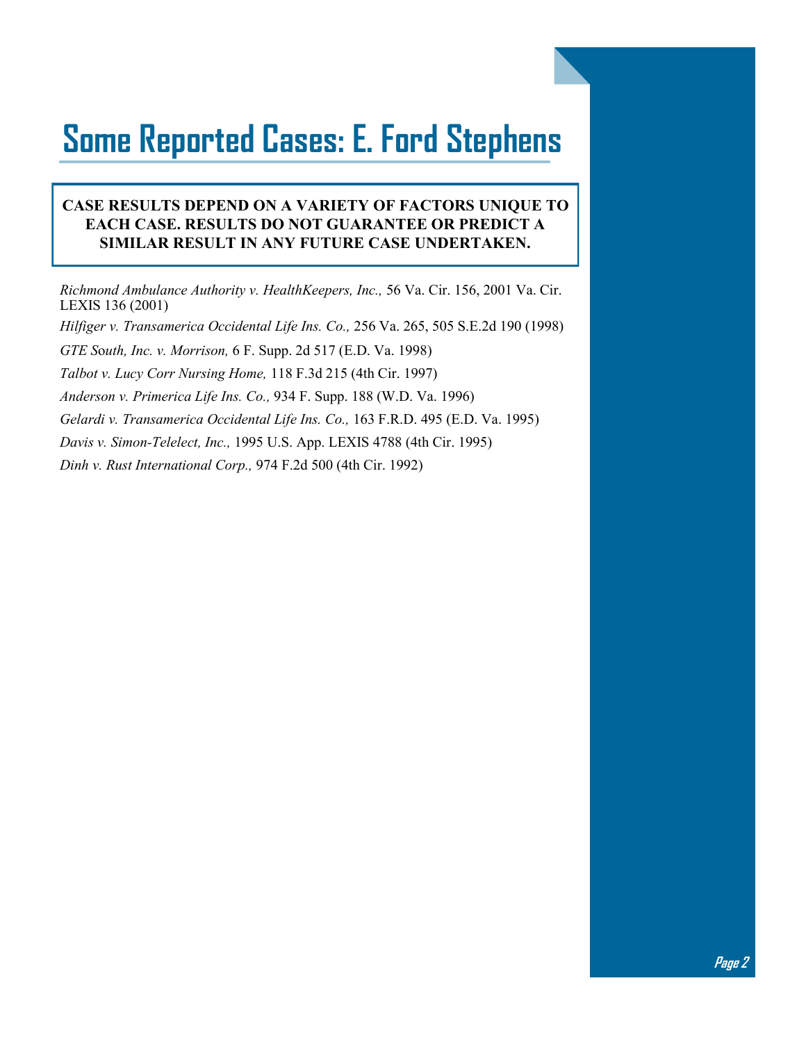# Some Reported Cases: E. Ford Stephens

**CASE RESULTS DEPEND ON A VARIETY OF FACTORS UNIQUE TO EACH CASE. RESULTS DO NOT GUARANTEE OR PREDICT A SIMILAR RESULT IN ANY FUTURE CASE UNDERTAKEN.**

*Richmond Ambulance Authority v. HealthKeepers, Inc.,* 56 Va. Cir. 156, 2001 Va. Cir. LEXIS 136 (2001)

*Hilfiger v. Transamerica Occidental Life Ins. Co.,* 256 Va. 265, 505 S.E.2d 190 (1998)

*GTE South, Inc. v. Morrison,* 6 F. Supp. 2d 517 (E.D. Va. 1998)

*Talbot v. Lucy Corr Nursing Home,* 118 F.3d 215 (4th Cir. 1997)

*Anderson v. Primerica Life Ins. Co.,* 934 F. Supp. 188 (W.D. Va. 1996)

*Gelardi v. Transamerica Occidental Life Ins. Co.,* 163 F.R.D. 495 (E.D. Va. 1995)

*Davis v. Simon-Telelect, Inc.,* 1995 U.S. App. LEXIS 4788 (4th Cir. 1995)

*Dinh v. Rust International Corp.,* 974 F.2d 500 (4th Cir. 1992)